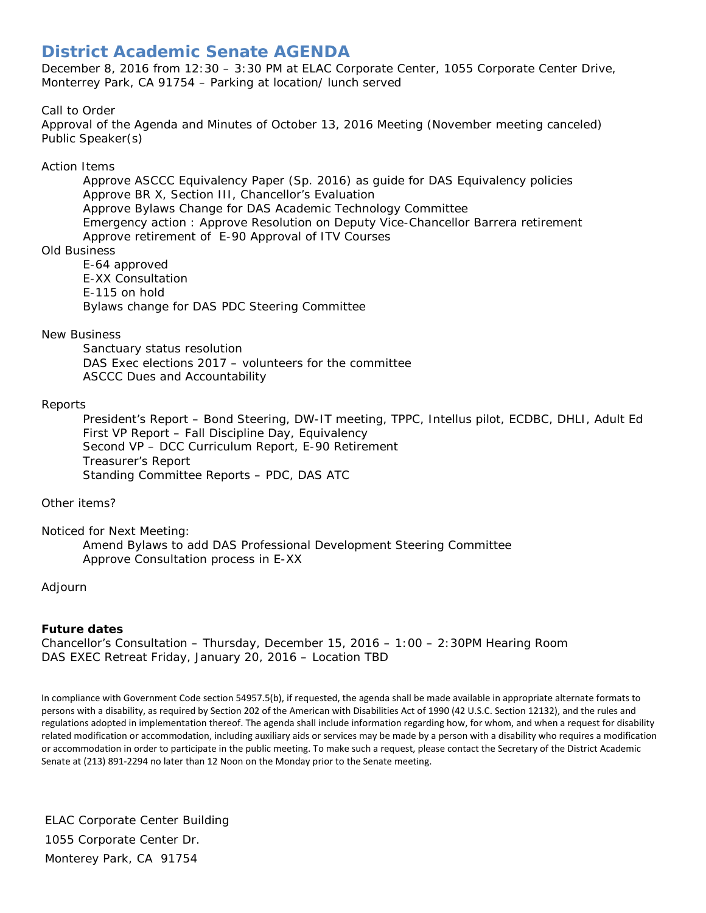# District Academic Senate AGENDA

December 8, 2016 from 12:30 – 3:30 PM at ELAC Corporate Center, 1055 Corporate Center Drive, Monterrey Park, CA 91754 – Parking at location/ lunch served

Call to Order
Approval of the Agenda and Minutes of October 13, 2016 Meeting (November meeting canceled)
Public Speaker(s)

Action Items
- Approve ASCCC Equivalency Paper (Sp. 2016) as guide for DAS Equivalency policies
- Approve BR X, Section III, Chancellor's Evaluation
- Approve Bylaws Change for DAS Academic Technology Committee
- Emergency action : Approve Resolution on Deputy Vice-Chancellor Barrera retirement
- Approve retirement of E-90 Approval of ITV Courses

Old Business
- E-64 approved
- E-XX Consultation
- E-115 on hold
- Bylaws change for DAS PDC Steering Committee

New Business
- Sanctuary status resolution
- DAS Exec elections 2017 – volunteers for the committee
- ASCCC Dues and Accountability

Reports
- President's Report – Bond Steering, DW-IT meeting, TPPC, Intellus pilot, ECDBC, DHLI, Adult Ed
- First VP Report – Fall Discipline Day, Equivalency
- Second VP – DCC Curriculum Report, E-90 Retirement
- Treasurer's Report
- Standing Committee Reports – PDC, DAS ATC

Other items?

Noticed for Next Meeting:
- Amend Bylaws to add DAS Professional Development Steering Committee
- Approve Consultation process in E-XX

Adjourn

**Future dates**
Chancellor's Consultation – Thursday, December 15, 2016 – 1:00 – 2:30PM Hearing Room
DAS EXEC Retreat Friday, January 20, 2016 – Location TBD

In compliance with Government Code section 54957.5(b), if requested, the agenda shall be made available in appropriate alternate formats to persons with a disability, as required by Section 202 of the American with Disabilities Act of 1990 (42 U.S.C. Section 12132), and the rules and regulations adopted in implementation thereof. The agenda shall include information regarding how, for whom, and when a request for disability related modification or accommodation, including auxiliary aids or services may be made by a person with a disability who requires a modification or accommodation in order to participate in the public meeting. To make such a request, please contact the Secretary of the District Academic Senate at (213) 891-2294 no later than 12 Noon on the Monday prior to the Senate meeting.

ELAC Corporate Center Building
1055 Corporate Center Dr.
Monterey Park, CA 91754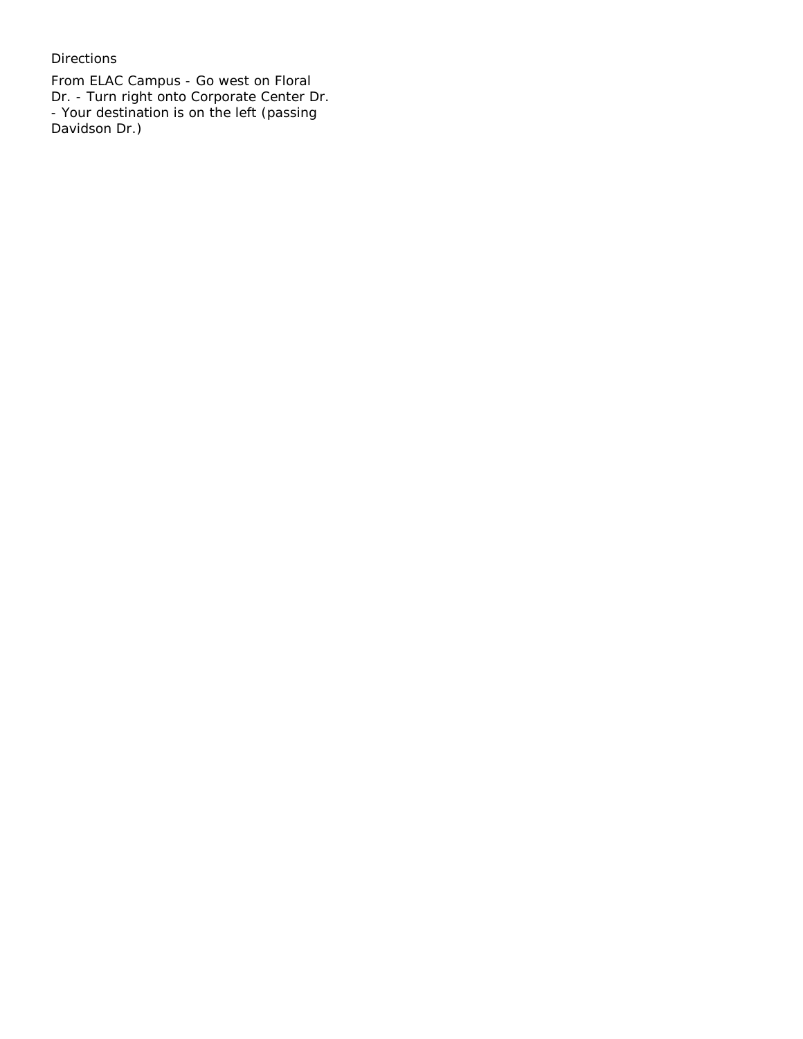Directions

From ELAC Campus - Go west on Floral Dr. - Turn right onto Corporate Center Dr. - Your destination is on the left (passing Davidson Dr.)